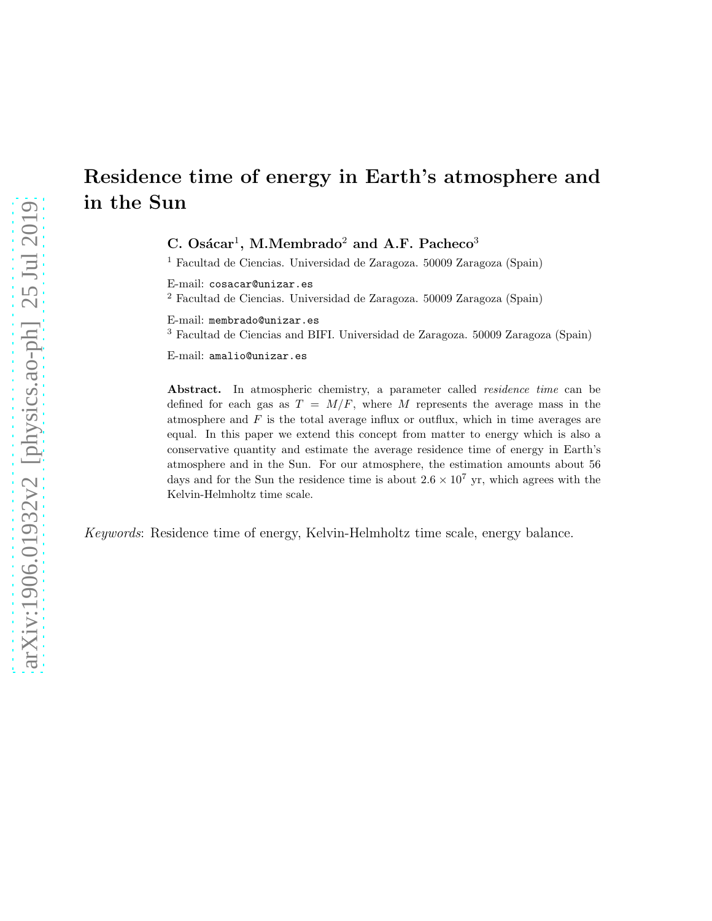# Residence time of energy in Earth's atmosphere and in the Sun

**C. Osácar**[1], **M.Membrado**[2] **and A.F. Pacheco**[3]

[1] Facultad de Ciencias. Universidad de Zaragoza. 50009 Zaragoza (Spain)

E-mail: `cosacar@unizar.es`

[2] Facultad de Ciencias. Universidad de Zaragoza. 50009 Zaragoza (Spain)

E-mail: `membrado@unizar.es`

[3] Facultad de Ciencias and BIFI. Universidad de Zaragoza. 50009 Zaragoza (Spain)

E-mail: `amalio@unizar.es`

**Abstract.** In atmospheric chemistry, a parameter called *residence time* can be defined for each gas as $T = M/F$, where $M$ represents the average mass in the atmosphere and $F$ is the total average influx or outflux, which in time averages are equal. In this paper we extend this concept from matter to energy which is also a conservative quantity and estimate the average residence time of energy in Earth's atmosphere and in the Sun. For our atmosphere, the estimation amounts about 56 days and for the Sun the residence time is about $2.6 \times 10^7$ yr, which agrees with the Kelvin-Helmholtz time scale.

*Keywords*: Residence time of energy, Kelvin-Helmholtz time scale, energy balance.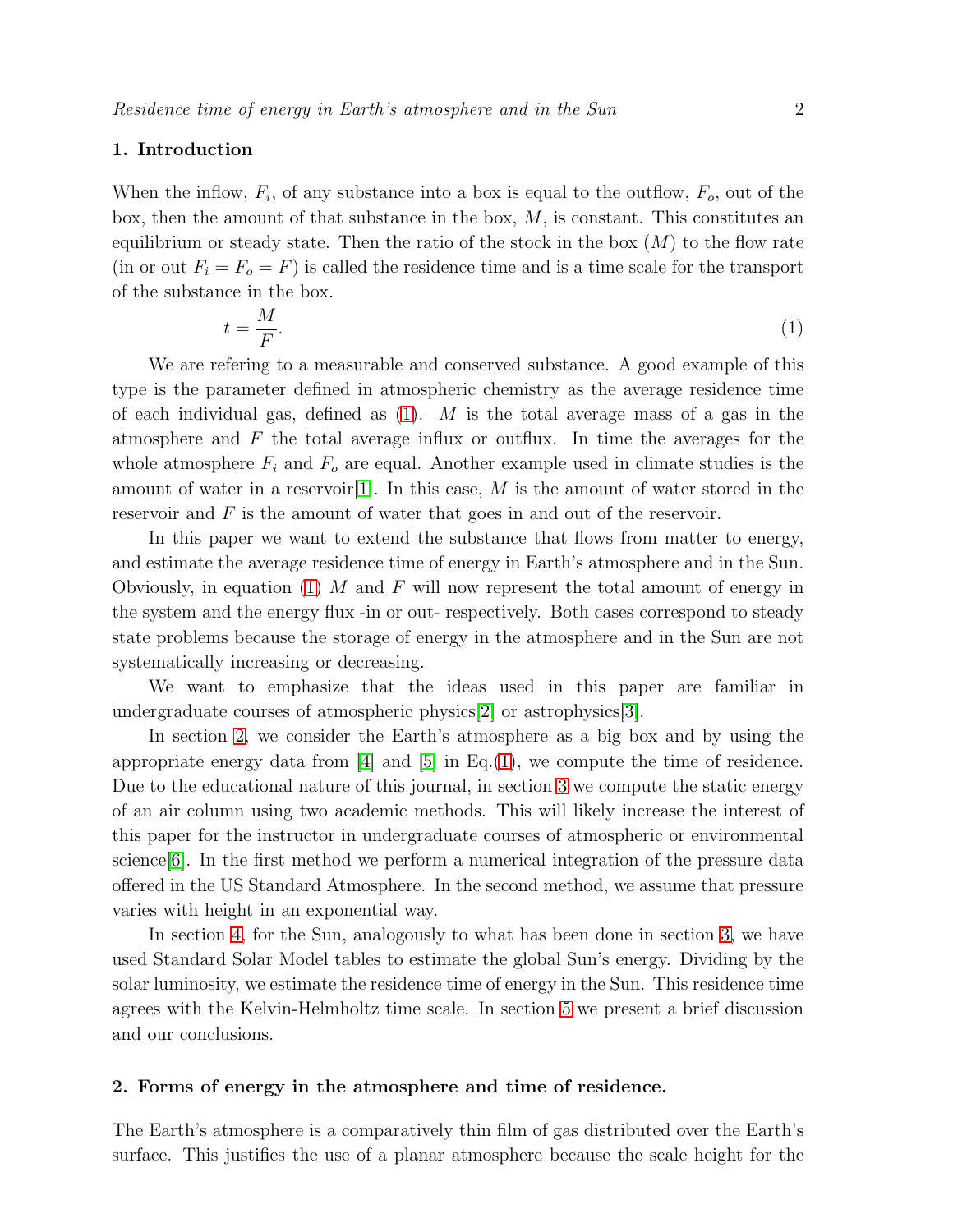## 1. Introduction

When the inflow, $F_i$, of any substance into a box is equal to the outflow, $F_o$, out of the box, then the amount of that substance in the box, $M$, is constant. This constitutes an equilibrium or steady state. Then the ratio of the stock in the box ($M$) to the flow rate (in or out $F_i = F_o = F$) is called the residence time and is a time scale for the transport of the substance in the box.

$$t = \frac{M}{F}. \tag{1}$$

We are refering to a measurable and conserved substance. A good example of this type is the parameter defined in atmospheric chemistry as the average residence time of each individual gas, defined as (1). $M$ is the total average mass of a gas in the atmosphere and $F$ the total average influx or outflux. In time the averages for the whole atmosphere $F_i$ and $F_o$ are equal. Another example used in climate studies is the amount of water in a reservoir[1]. In this case, $M$ is the amount of water stored in the reservoir and $F$ is the amount of water that goes in and out of the reservoir.

In this paper we want to extend the substance that flows from matter to energy, and estimate the average residence time of energy in Earth's atmosphere and in the Sun. Obviously, in equation (1) $M$ and $F$ will now represent the total amount of energy in the system and the energy flux -in or out- respectively. Both cases correspond to steady state problems because the storage of energy in the atmosphere and in the Sun are not systematically increasing or decreasing.

We want to emphasize that the ideas used in this paper are familiar in undergraduate courses of atmospheric physics[2] or astrophysics[3].

In section 2, we consider the Earth's atmosphere as a big box and by using the appropriate energy data from [4] and [5] in Eq.(1), we compute the time of residence. Due to the educational nature of this journal, in section 3 we compute the static energy of an air column using two academic methods. This will likely increase the interest of this paper for the instructor in undergraduate courses of atmospheric or environmental science[6]. In the first method we perform a numerical integration of the pressure data offered in the US Standard Atmosphere. In the second method, we assume that pressure varies with height in an exponential way.

In section 4, for the Sun, analogously to what has been done in section 3, we have used Standard Solar Model tables to estimate the global Sun's energy. Dividing by the solar luminosity, we estimate the residence time of energy in the Sun. This residence time agrees with the Kelvin-Helmholtz time scale. In section 5 we present a brief discussion and our conclusions.

## 2. Forms of energy in the atmosphere and time of residence.

The Earth's atmosphere is a comparatively thin film of gas distributed over the Earth's surface. This justifies the use of a planar atmosphere because the scale height for the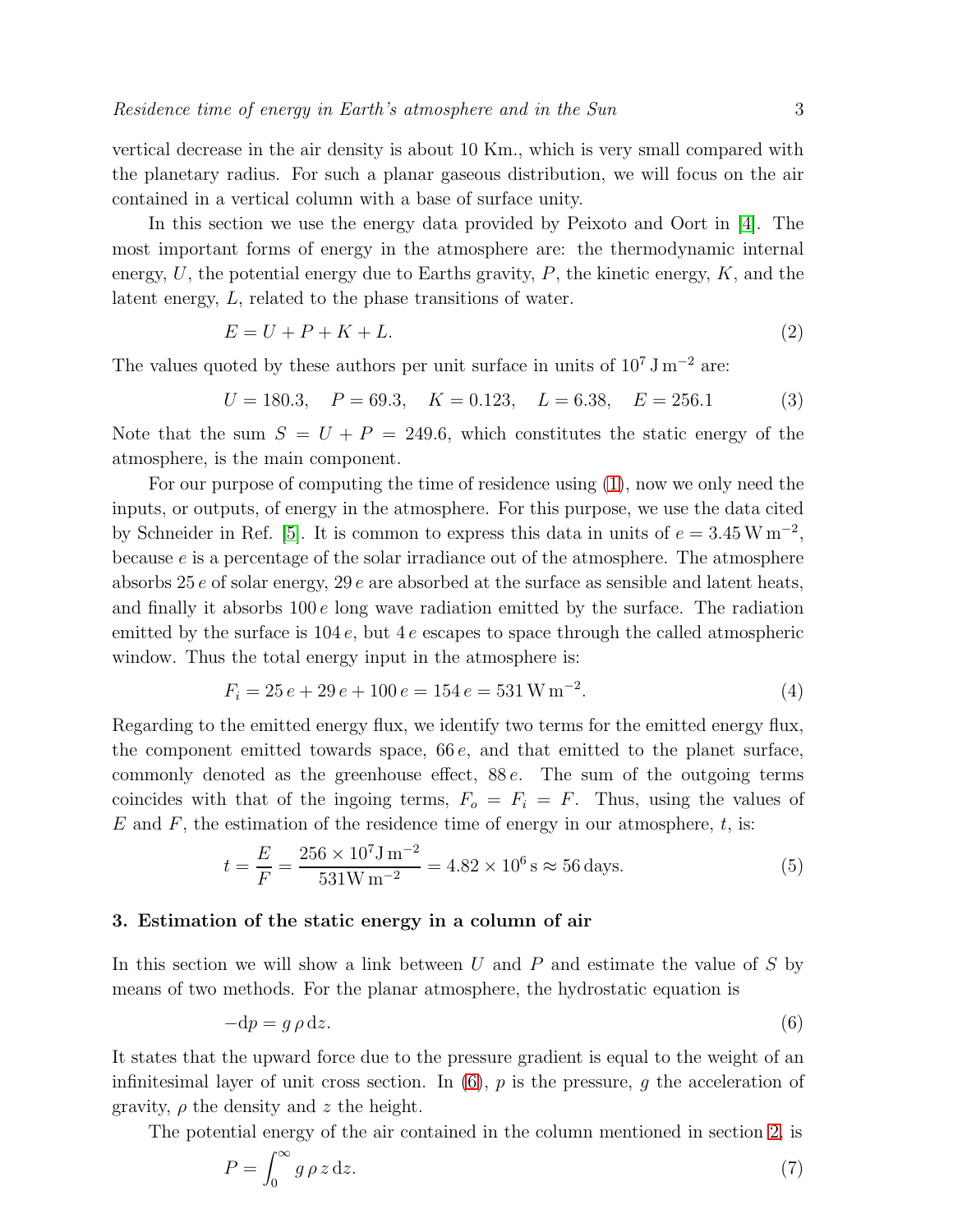vertical decrease in the air density is about 10 Km., which is very small compared with the planetary radius. For such a planar gaseous distribution, we will focus on the air contained in a vertical column with a base of surface unity.

In this section we use the energy data provided by Peixoto and Oort in [4]. The most important forms of energy in the atmosphere are: the thermodynamic internal energy, $U$, the potential energy due to Earths gravity, $P$, the kinetic energy, $K$, and the latent energy, $L$, related to the phase transitions of water.

$$E = U + P + K + L. \tag{2}$$

The values quoted by these authors per unit surface in units of $10^7\,\mathrm{J\,m^{-2}}$ are:

$$U = 180.3, \quad P = 69.3, \quad K = 0.123, \quad L = 6.38, \quad E = 256.1 \tag{3}$$

Note that the sum $S = U + P = 249.6$, which constitutes the static energy of the atmosphere, is the main component.

For our purpose of computing the time of residence using (1), now we only need the inputs, or outputs, of energy in the atmosphere. For this purpose, we use the data cited by Schneider in Ref. [5]. It is common to express this data in units of $e = 3.45\,\mathrm{W\,m^{-2}}$, because $e$ is a percentage of the solar irradiance out of the atmosphere. The atmosphere absorbs $25\,e$ of solar energy, $29\,e$ are absorbed at the surface as sensible and latent heats, and finally it absorbs $100\,e$ long wave radiation emitted by the surface. The radiation emitted by the surface is $104\,e$, but $4\,e$ escapes to space through the called atmospheric window. Thus the total energy input in the atmosphere is:

$$F_i = 25\,e + 29\,e + 100\,e = 154\,e = 531\,\mathrm{W\,m^{-2}}. \tag{4}$$

Regarding to the emitted energy flux, we identify two terms for the emitted energy flux, the component emitted towards space, $66\,e$, and that emitted to the planet surface, commonly denoted as the greenhouse effect, $88\,e$. The sum of the outgoing terms coincides with that of the ingoing terms, $F_o = F_i = F$. Thus, using the values of $E$ and $F$, the estimation of the residence time of energy in our atmosphere, $t$, is:

$$t = \frac{E}{F} = \frac{256 \times 10^7\mathrm{J\,m^{-2}}}{531\mathrm{W\,m^{-2}}} = 4.82 \times 10^6\,\mathrm{s} \approx 56\,\mathrm{days}. \tag{5}$$

## 3. Estimation of the static energy in a column of air

In this section we will show a link between $U$ and $P$ and estimate the value of $S$ by means of two methods. For the planar atmosphere, the hydrostatic equation is

$$-\mathrm{d}p = g\,\rho\,\mathrm{d}z. \tag{6}$$

It states that the upward force due to the pressure gradient is equal to the weight of an infinitesimal layer of unit cross section. In (6), $p$ is the pressure, $g$ the acceleration of gravity, $\rho$ the density and $z$ the height.

The potential energy of the air contained in the column mentioned in section 2, is

$$P = \int_0^\infty g\,\rho\,z\,\mathrm{d}z. \tag{7}$$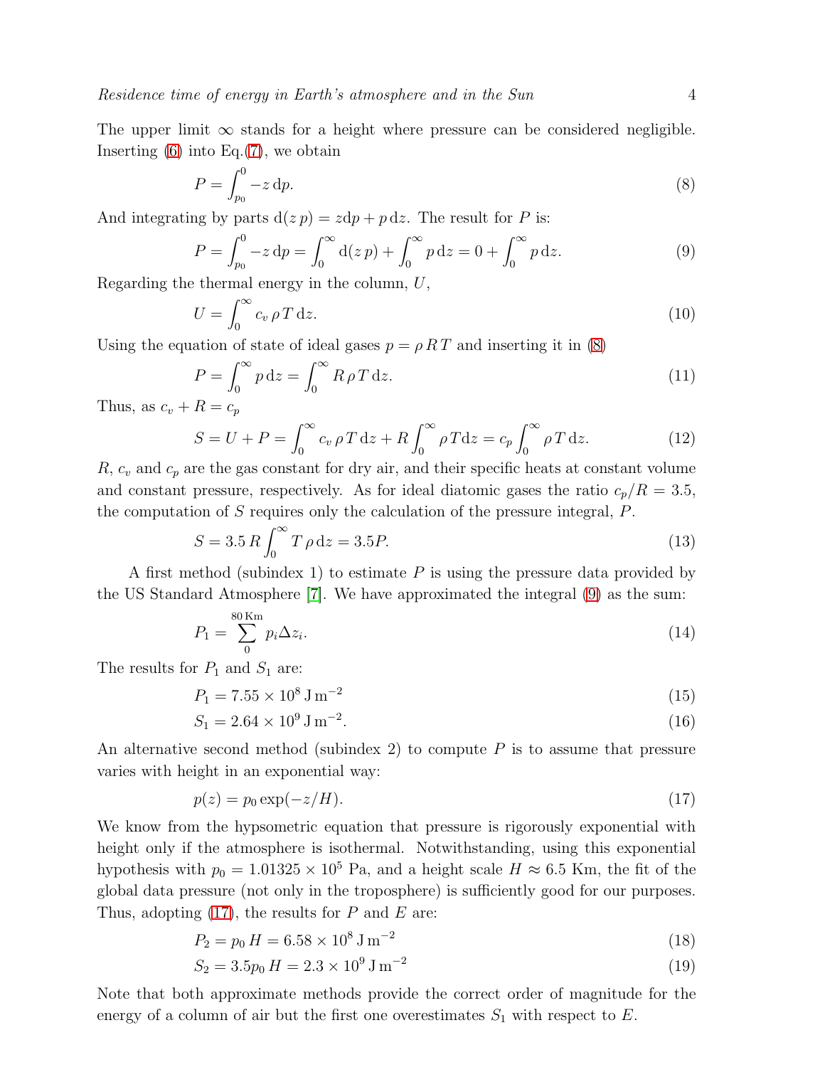The upper limit $\infty$ stands for a height where pressure can be considered negligible. Inserting (6) into Eq.(7), we obtain

$$P = \int_{p_0}^{0} -z\,\mathrm{d}p. \tag{8}$$

And integrating by parts $\mathrm{d}(z\,p) = z\mathrm{d}p + p\,\mathrm{d}z$. The result for $P$ is:

$$P = \int_{p_0}^{0} -z\,\mathrm{d}p = \int_{0}^{\infty} \mathrm{d}(z\,p) + \int_{0}^{\infty} p\,\mathrm{d}z = 0 + \int_{0}^{\infty} p\,\mathrm{d}z. \tag{9}$$

Regarding the thermal energy in the column, $U$,

$$U = \int_{0}^{\infty} c_v\,\rho\,T\,\mathrm{d}z. \tag{10}$$

Using the equation of state of ideal gases $p = \rho\,R\,T$ and inserting it in (8)

$$P = \int_{0}^{\infty} p\,\mathrm{d}z = \int_{0}^{\infty} R\,\rho\,T\,\mathrm{d}z. \tag{11}$$

Thus, as $c_v + R = c_p$

$$S = U + P = \int_{0}^{\infty} c_v\,\rho\,T\,\mathrm{d}z + R\int_{0}^{\infty} \rho\,T\mathrm{d}z = c_p\int_{0}^{\infty} \rho\,T\,\mathrm{d}z. \tag{12}$$

$R$, $c_v$ and $c_p$ are the gas constant for dry air, and their specific heats at constant volume and constant pressure, respectively. As for ideal diatomic gases the ratio $c_p/R = 3.5$, the computation of $S$ requires only the calculation of the pressure integral, $P$.

$$S = 3.5\,R\int_{0}^{\infty} T\,\rho\,\mathrm{d}z = 3.5P. \tag{13}$$

A first method (subindex 1) to estimate $P$ is using the pressure data provided by the US Standard Atmosphere [7]. We have approximated the integral (9) as the sum:

$$P_1 = \sum_{0}^{80\,\mathrm{Km}} p_i \Delta z_i. \tag{14}$$

The results for $P_1$ and $S_1$ are:

$$P_1 = 7.55\times 10^{8}\,\mathrm{J\,m^{-2}} \tag{15}$$

$$S_1 = 2.64\times 10^{9}\,\mathrm{J\,m^{-2}}. \tag{16}$$

An alternative second method (subindex 2) to compute $P$ is to assume that pressure varies with height in an exponential way:

$$p(z) = p_0\exp(-z/H). \tag{17}$$

We know from the hypsometric equation that pressure is rigorously exponential with height only if the atmosphere is isothermal. Notwithstanding, using this exponential hypothesis with $p_0 = 1.01325\times 10^{5}$ Pa, and a height scale $H \approx 6.5$ Km, the fit of the global data pressure (not only in the troposphere) is sufficiently good for our purposes. Thus, adopting (17), the results for $P$ and $E$ are:

$$P_2 = p_0\,H = 6.58\times 10^{8}\,\mathrm{J\,m^{-2}} \tag{18}$$

$$S_2 = 3.5p_0\,H = 2.3\times 10^{9}\,\mathrm{J\,m^{-2}} \tag{19}$$

Note that both approximate methods provide the correct order of magnitude for the energy of a column of air but the first one overestimates $S_1$ with respect to $E$.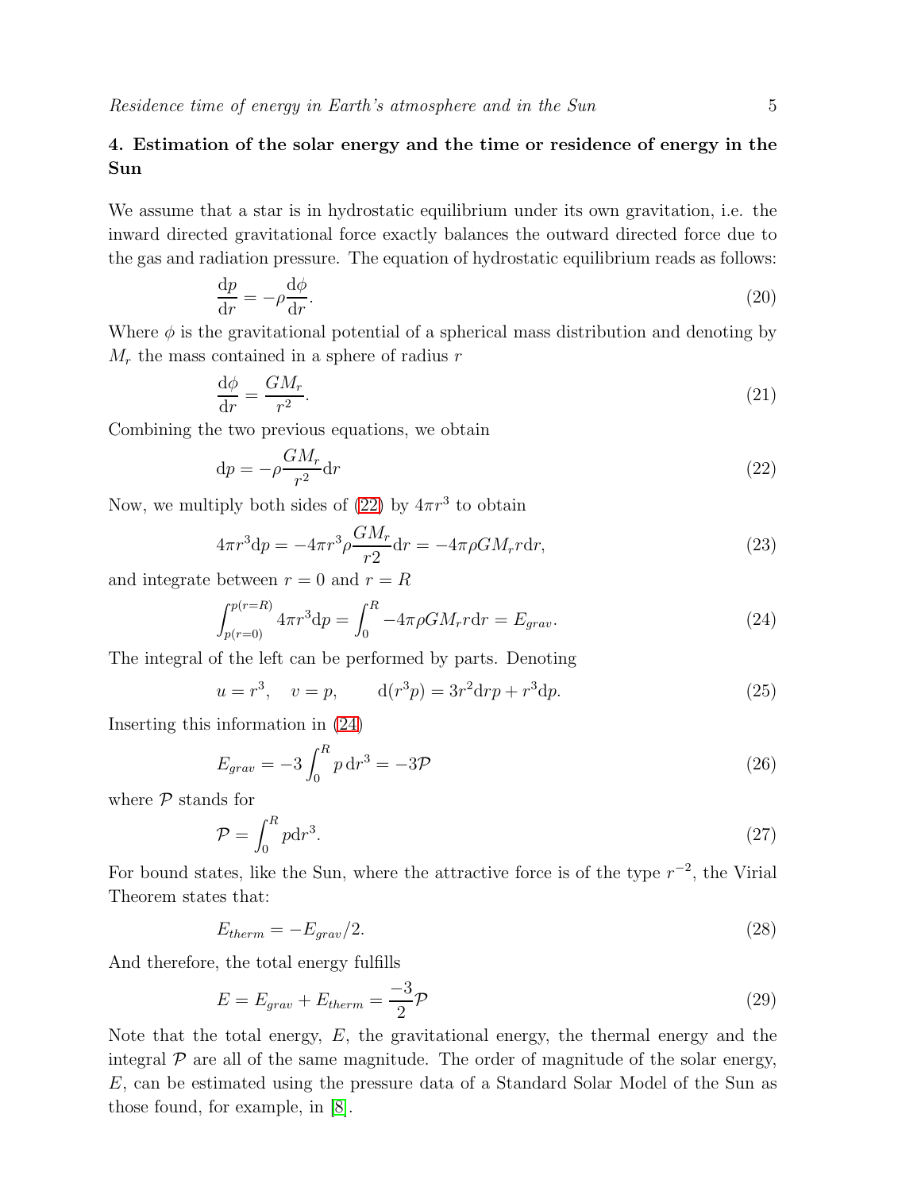## 4. Estimation of the solar energy and the time or residence of energy in the Sun

We assume that a star is in hydrostatic equilibrium under its own gravitation, i.e. the inward directed gravitational force exactly balances the outward directed force due to the gas and radiation pressure. The equation of hydrostatic equilibrium reads as follows:

$$\frac{\mathrm{d}p}{\mathrm{d}r} = -\rho \frac{\mathrm{d}\phi}{\mathrm{d}r}. \tag{20}$$

Where $\phi$ is the gravitational potential of a spherical mass distribution and denoting by $M_r$ the mass contained in a sphere of radius $r$

$$\frac{\mathrm{d}\phi}{\mathrm{d}r} = \frac{GM_r}{r^2}. \tag{21}$$

Combining the two previous equations, we obtain

$$\mathrm{d}p = -\rho \frac{GM_r}{r^2}\mathrm{d}r \tag{22}$$

Now, we multiply both sides of (22) by $4\pi r^3$ to obtain

$$4\pi r^3 \mathrm{d}p = -4\pi r^3 \rho \frac{GM_r}{r2}\mathrm{d}r = -4\pi \rho G M_r r \mathrm{d}r, \tag{23}$$

and integrate between $r = 0$ and $r = R$

$$\int_{p(r=0)}^{p(r=R)} 4\pi r^3 \mathrm{d}p = \int_0^R -4\pi \rho G M_r r \mathrm{d}r = E_{grav}. \tag{24}$$

The integral of the left can be performed by parts. Denoting

$$u = r^3, \quad v = p, \qquad \mathrm{d}(r^3 p) = 3r^2 \mathrm{d}r p + r^3 \mathrm{d}p. \tag{25}$$

Inserting this information in (24)

$$E_{grav} = -3\int_0^R p\, \mathrm{d}r^3 = -3\mathcal{P} \tag{26}$$

where $\mathcal{P}$ stands for

$$\mathcal{P} = \int_0^R p \mathrm{d}r^3. \tag{27}$$

For bound states, like the Sun, where the attractive force is of the type $r^{-2}$, the Virial Theorem states that:

$$E_{therm} = -E_{grav}/2. \tag{28}$$

And therefore, the total energy fulfills

$$E = E_{grav} + E_{therm} = \frac{-3}{2}\mathcal{P} \tag{29}$$

Note that the total energy, $E$, the gravitational energy, the thermal energy and the integral $\mathcal{P}$ are all of the same magnitude. The order of magnitude of the solar energy, $E$, can be estimated using the pressure data of a Standard Solar Model of the Sun as those found, for example, in [8].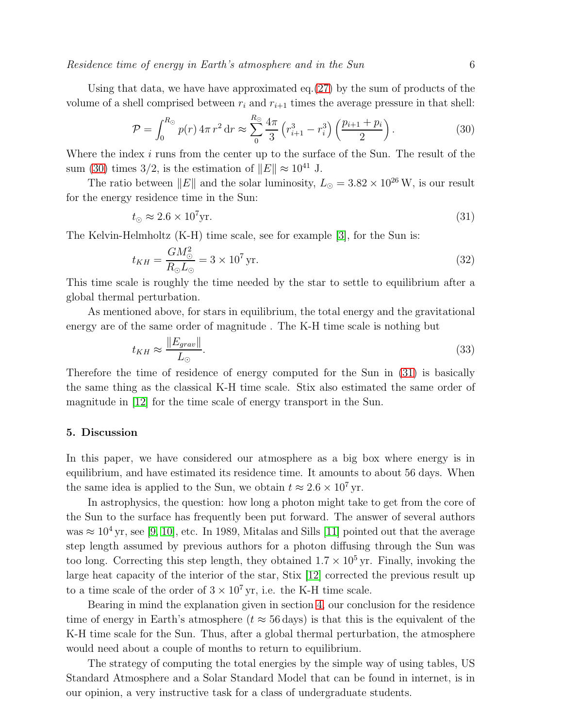Using that data, we have have approximated eq.(27) by the sum of products of the volume of a shell comprised between $r_i$ and $r_{i+1}$ times the average pressure in that shell:

$$\mathcal{P} = \int_0^{R_\odot} p(r)\, 4\pi\, r^2\, \mathrm{d}r \approx \sum_0^{R_\odot} \frac{4\pi}{3}\left(r_{i+1}^3 - r_i^3\right)\left(\frac{p_{i+1}+p_i}{2}\right). \tag{30}$$

Where the index $i$ runs from the center up to the surface of the Sun. The result of the sum (30) times 3/2, is the estimation of $\|E\| \approx 10^{41}$ J.

The ratio between $\|E\|$ and the solar luminosity, $L_\odot = 3.82 \times 10^{26}\,\mathrm{W}$, is our result for the energy residence time in the Sun:

$$t_\odot \approx 2.6 \times 10^7 \mathrm{yr}. \tag{31}$$

The Kelvin-Helmholtz (K-H) time scale, see for example [3], for the Sun is:

$$t_{KH} = \frac{G M_\odot^2}{R_\odot L_\odot} = 3 \times 10^7\,\mathrm{yr}. \tag{32}$$

This time scale is roughly the time needed by the star to settle to equilibrium after a global thermal perturbation.

As mentioned above, for stars in equilibrium, the total energy and the gravitational energy are of the same order of magnitude . The K-H time scale is nothing but

$$t_{KH} \approx \frac{\|E_{grav}\|}{L_\odot}. \tag{33}$$

Therefore the time of residence of energy computed for the Sun in (31) is basically the same thing as the classical K-H time scale. Stix also estimated the same order of magnitude in [12] for the time scale of energy transport in the Sun.

## 5. Discussion

In this paper, we have considered our atmosphere as a big box where energy is in equilibrium, and have estimated its residence time. It amounts to about 56 days. When the same idea is applied to the Sun, we obtain $t \approx 2.6 \times 10^7\,\mathrm{yr}$.

In astrophysics, the question: how long a photon might take to get from the core of the Sun to the surface has frequently been put forward. The answer of several authors was $\approx 10^4\,\mathrm{yr}$, see [9, 10], etc. In 1989, Mitalas and Sills [11] pointed out that the average step length assumed by previous authors for a photon diffusing through the Sun was too long. Correcting this step length, they obtained $1.7 \times 10^5\,\mathrm{yr}$. Finally, invoking the large heat capacity of the interior of the star, Stix [12] corrected the previous result up to a time scale of the order of $3 \times 10^7\,\mathrm{yr}$, i.e. the K-H time scale.

Bearing in mind the explanation given in section 4, our conclusion for the residence time of energy in Earth's atmosphere ($t \approx 56$ days) is that this is the equivalent of the K-H time scale for the Sun. Thus, after a global thermal perturbation, the atmosphere would need about a couple of months to return to equilibrium.

The strategy of computing the total energies by the simple way of using tables, US Standard Atmosphere and a Solar Standard Model that can be found in internet, is in our opinion, a very instructive task for a class of undergraduate students.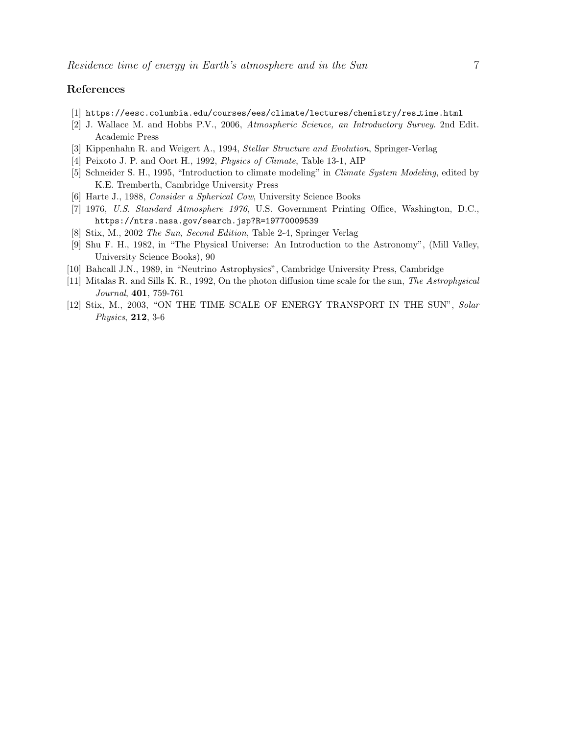## References

[1] https://eesc.columbia.edu/courses/ees/climate/lectures/chemistry/res_time.html

[2] J. Wallace M. and Hobbs P.V., 2006, *Atmospheric Science, an Introductory Survey*. 2nd Edit. Academic Press

[3] Kippenhahn R. and Weigert A., 1994, *Stellar Structure and Evolution*, Springer-Verlag

[4] Peixoto J. P. and Oort H., 1992, *Physics of Climate*, Table 13-1, AIP

[5] Schneider S. H., 1995, "Introduction to climate modeling" in *Climate System Modeling*, edited by K.E. Tremberth, Cambridge University Press

[6] Harte J., 1988, *Consider a Spherical Cow*, University Science Books

[7] 1976, *U.S. Standard Atmosphere 1976*, U.S. Government Printing Office, Washington, D.C., https://ntrs.nasa.gov/search.jsp?R=19770009539

[8] Stix, M., 2002 *The Sun, Second Edition*, Table 2-4, Springer Verlag

[9] Shu F. H., 1982, in "The Physical Universe: An Introduction to the Astronomy", (Mill Valley, University Science Books), 90

[10] Bahcall J.N., 1989, in "Neutrino Astrophysics", Cambridge University Press, Cambridge

[11] Mitalas R. and Sills K. R., 1992, On the photon diffusion time scale for the sun, *The Astrophysical Journal*, **401**, 759-761

[12] Stix, M., 2003, "ON THE TIME SCALE OF ENERGY TRANSPORT IN THE SUN", *Solar Physics*, **212**, 3-6